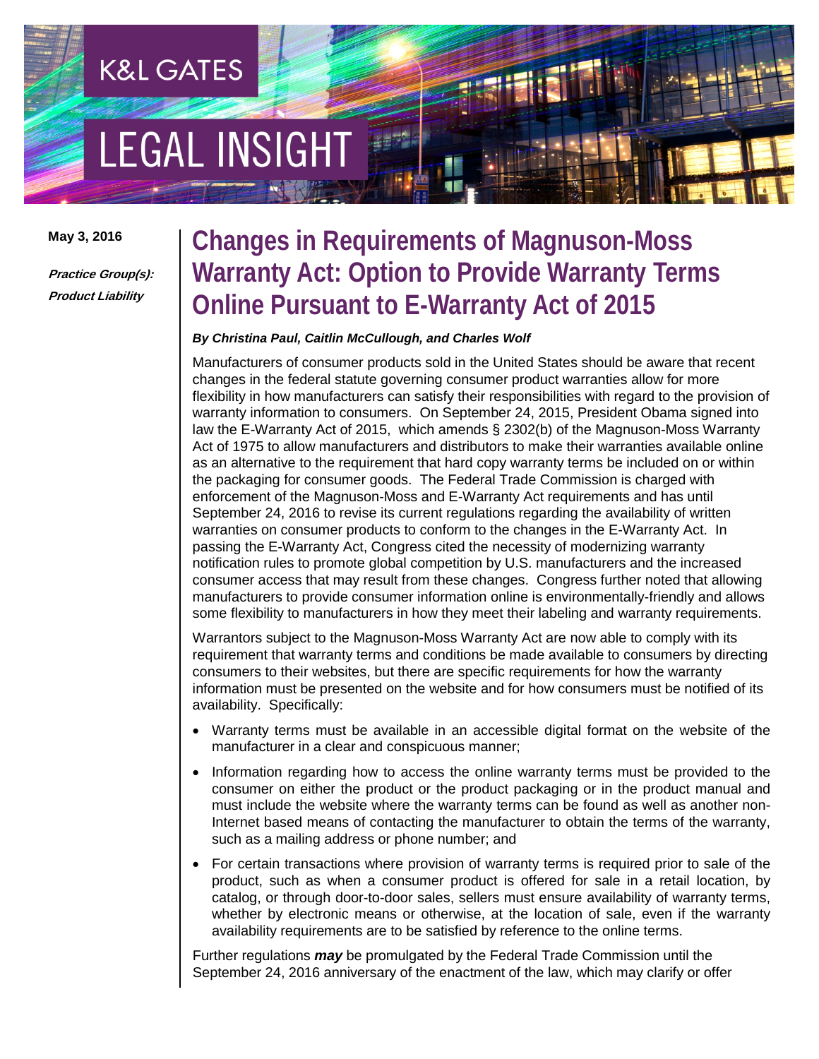K&L GATES

LEGAL INSIGHT

May 3, 2016

***Practice Group(s):***
***Product Liability***

# Changes in Requirements of Magnuson-Moss Warranty Act: Option to Provide Warranty Terms Online Pursuant to E-Warranty Act of 2015

***By Christina Paul, Caitlin McCullough, and Charles Wolf***

Manufacturers of consumer products sold in the United States should be aware that recent changes in the federal statute governing consumer product warranties allow for more flexibility in how manufacturers can satisfy their responsibilities with regard to the provision of warranty information to consumers. On September 24, 2015, President Obama signed into law the E-Warranty Act of 2015, which amends § 2302(b) of the Magnuson-Moss Warranty Act of 1975 to allow manufacturers and distributors to make their warranties available online as an alternative to the requirement that hard copy warranty terms be included on or within the packaging for consumer goods. The Federal Trade Commission is charged with enforcement of the Magnuson-Moss and E-Warranty Act requirements and has until September 24, 2016 to revise its current regulations regarding the availability of written warranties on consumer products to conform to the changes in the E-Warranty Act. In passing the E-Warranty Act, Congress cited the necessity of modernizing warranty notification rules to promote global competition by U.S. manufacturers and the increased consumer access that may result from these changes. Congress further noted that allowing manufacturers to provide consumer information online is environmentally-friendly and allows some flexibility to manufacturers in how they meet their labeling and warranty requirements.

Warrantors subject to the Magnuson-Moss Warranty Act are now able to comply with its requirement that warranty terms and conditions be made available to consumers by directing consumers to their websites, but there are specific requirements for how the warranty information must be presented on the website and for how consumers must be notified of its availability. Specifically:

- Warranty terms must be available in an accessible digital format on the website of the manufacturer in a clear and conspicuous manner;
- Information regarding how to access the online warranty terms must be provided to the consumer on either the product or the product packaging or in the product manual and must include the website where the warranty terms can be found as well as another non-Internet based means of contacting the manufacturer to obtain the terms of the warranty, such as a mailing address or phone number; and
- For certain transactions where provision of warranty terms is required prior to sale of the product, such as when a consumer product is offered for sale in a retail location, by catalog, or through door-to-door sales, sellers must ensure availability of warranty terms, whether by electronic means or otherwise, at the location of sale, even if the warranty availability requirements are to be satisfied by reference to the online terms.

Further regulations ***may*** be promulgated by the Federal Trade Commission until the September 24, 2016 anniversary of the enactment of the law, which may clarify or offer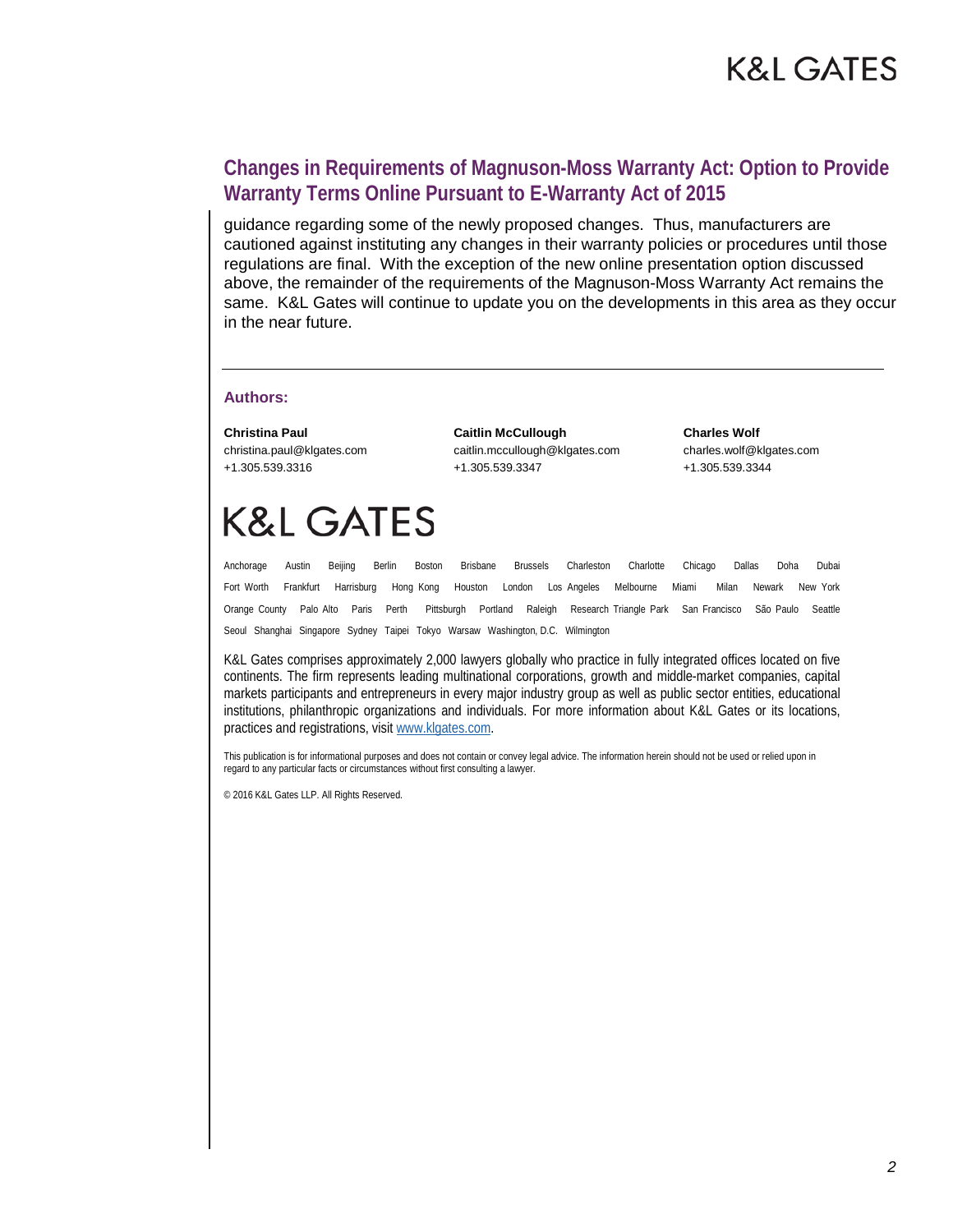guidance regarding some of the newly proposed changes. Thus, manufacturers are cautioned against instituting any changes in their warranty policies or procedures until those regulations are final. With the exception of the new online presentation option discussed above, the remainder of the requirements of the Magnuson-Moss Warranty Act remains the same. K&L Gates will continue to update you on the developments in this area as they occur in the near future.

---

**Authors:**

**Christina Paul**
christina.paul@klgates.com
+1.305.539.3316

**Caitlin McCullough**
caitlin.mccullough@klgates.com
+1.305.539.3347

**Charles Wolf**
charles.wolf@klgates.com
+1.305.539.3344

K&L GATES

Anchorage Austin Beijing Berlin Boston Brisbane Brussels Charleston Charlotte Chicago Dallas Doha Dubai Fort Worth Frankfurt Harrisburg Hong Kong Houston London Los Angeles Melbourne Miami Milan Newark New York Orange County Palo Alto Paris Perth Pittsburgh Portland Raleigh Research Triangle Park San Francisco São Paulo Seattle Seoul Shanghai Singapore Sydney Taipei Tokyo Warsaw Washington, D.C. Wilmington

K&L Gates comprises approximately 2,000 lawyers globally who practice in fully integrated offices located on five continents. The firm represents leading multinational corporations, growth and middle-market companies, capital markets participants and entrepreneurs in every major industry group as well as public sector entities, educational institutions, philanthropic organizations and individuals. For more information about K&L Gates or its locations, practices and registrations, visit www.klgates.com.

This publication is for informational purposes and does not contain or convey legal advice. The information herein should not be used or relied upon in regard to any particular facts or circumstances without first consulting a lawyer.

© 2016 K&L Gates LLP. All Rights Reserved.